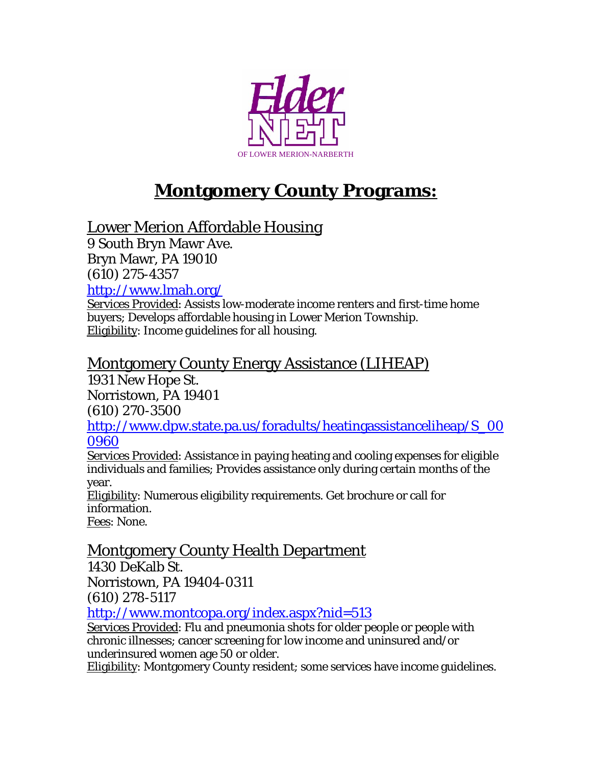ElderNET

OF LOWER MERION-NARBERTH

# Montgomery County Programs:

## Lower Merion Affordable Housing

9 South Bryn Mawr Ave.
Bryn Mawr, PA 19010
(610) 275-4357
http://www.lmah.org/

Services Provided: Assists low-moderate income renters and first-time home buyers; Develops affordable housing in Lower Merion Township.
Eligibility: Income guidelines for all housing.

## Montgomery County Energy Assistance (LIHEAP)

1931 New Hope St.
Norristown, PA 19401
(610) 270-3500
http://www.dpw.state.pa.us/foradults/heatingassistanceliheap/S_000960

Services Provided: Assistance in paying heating and cooling expenses for eligible individuals and families; Provides assistance only during certain months of the year.
Eligibility: Numerous eligibility requirements. Get brochure or call for information.
Fees: None.

## Montgomery County Health Department

1430 DeKalb St.
Norristown, PA 19404-0311
(610) 278-5117
http://www.montcopa.org/index.aspx?nid=513

Services Provided: Flu and pneumonia shots for older people or people with chronic illnesses; cancer screening for low income and uninsured and/or underinsured women age 50 or older.
Eligibility: Montgomery County resident; some services have income guidelines.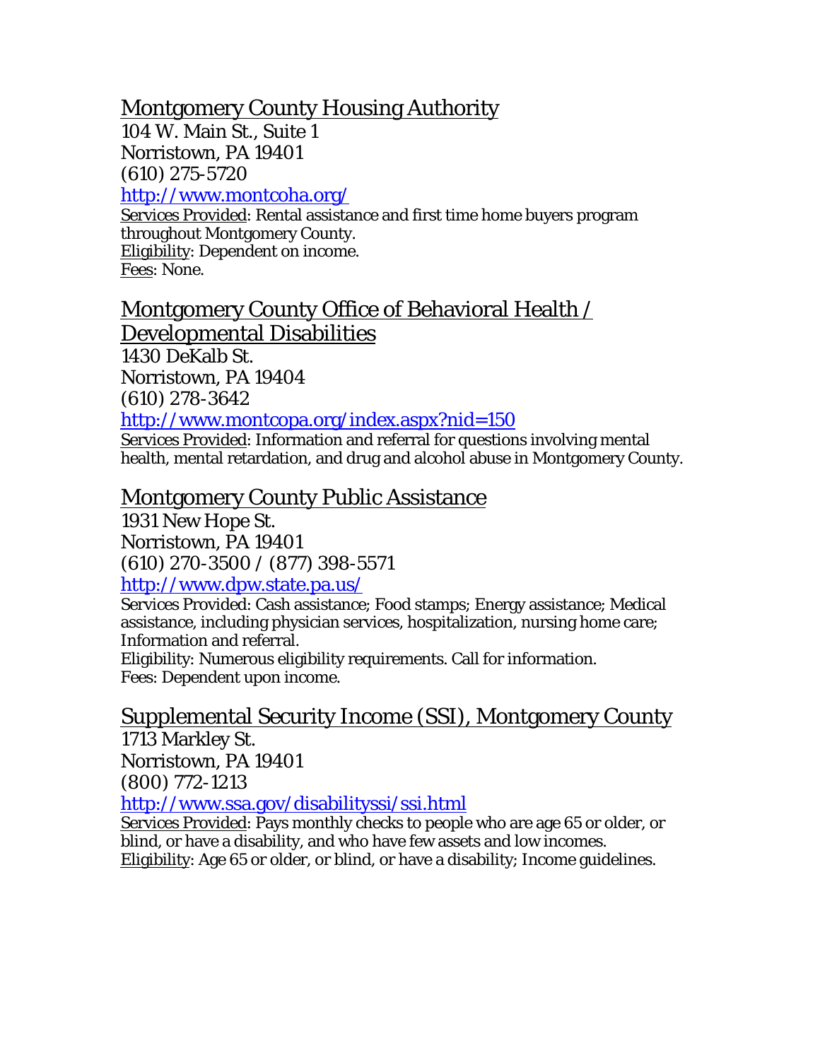## Montgomery County Housing Authority

104 W. Main St., Suite 1
Norristown, PA 19401
(610) 275-5720
http://www.montcoha.org/

Services Provided: Rental assistance and first time home buyers program throughout Montgomery County.
Eligibility: Dependent on income.
Fees: None.

## Montgomery County Office of Behavioral Health / Developmental Disabilities

1430 DeKalb St.
Norristown, PA 19404
(610) 278-3642
http://www.montcopa.org/index.aspx?nid=150

Services Provided: Information and referral for questions involving mental health, mental retardation, and drug and alcohol abuse in Montgomery County.

## Montgomery County Public Assistance

1931 New Hope St.
Norristown, PA 19401
(610) 270-3500 / (877) 398-5571
http://www.dpw.state.pa.us/

Services Provided: Cash assistance; Food stamps; Energy assistance; Medical assistance, including physician services, hospitalization, nursing home care; Information and referral.
Eligibility: Numerous eligibility requirements. Call for information.
Fees: Dependent upon income.

## Supplemental Security Income (SSI), Montgomery County

1713 Markley St.
Norristown, PA 19401
(800) 772-1213
http://www.ssa.gov/disabilityssi/ssi.html

Services Provided: Pays monthly checks to people who are age 65 or older, or blind, or have a disability, and who have few assets and low incomes.
Eligibility: Age 65 or older, or blind, or have a disability; Income guidelines.